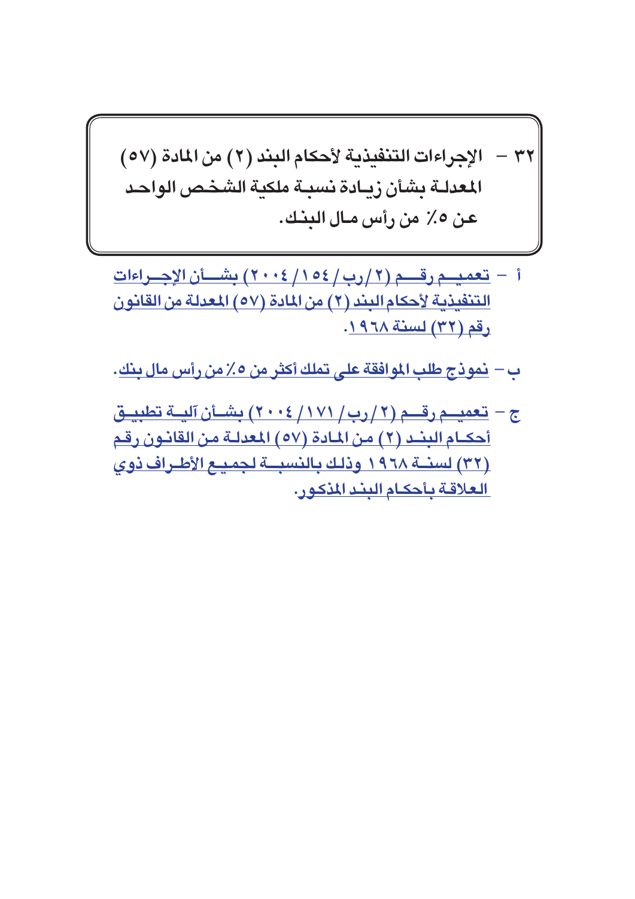## ٣٢ – الإجراءات التنفيذية لأحكام البند (٢) من المادة (٥٧) المعدلة بشأن زيادة نسبة ملكية الشخص الواحد عن ٥٪ من رأس مال البنك.

أ – تعميم رقم (٢/رب/١٥٤/٢٠٠٤) بشأن الإجراءات التنفيذية لأحكام البند (٢) من المادة (٥٧) المعدلة من القانون رقم (٣٢) لسنة ١٩٦٨.

ب – نموذج طلب الموافقة على تملك أكثر من ٥٪ من رأس مال بنك.

ج – تعميم رقم (٢/رب/١٧١/٢٠٠٤) بشأن آلية تطبيق أحكام البند (٢) من المادة (٥٧) المعدلة من القانون رقم (٣٢) لسنة ١٩٦٨ وذلك بالنسبة لجميع الأطراف ذوي العلاقة بأحكام البند المذكور.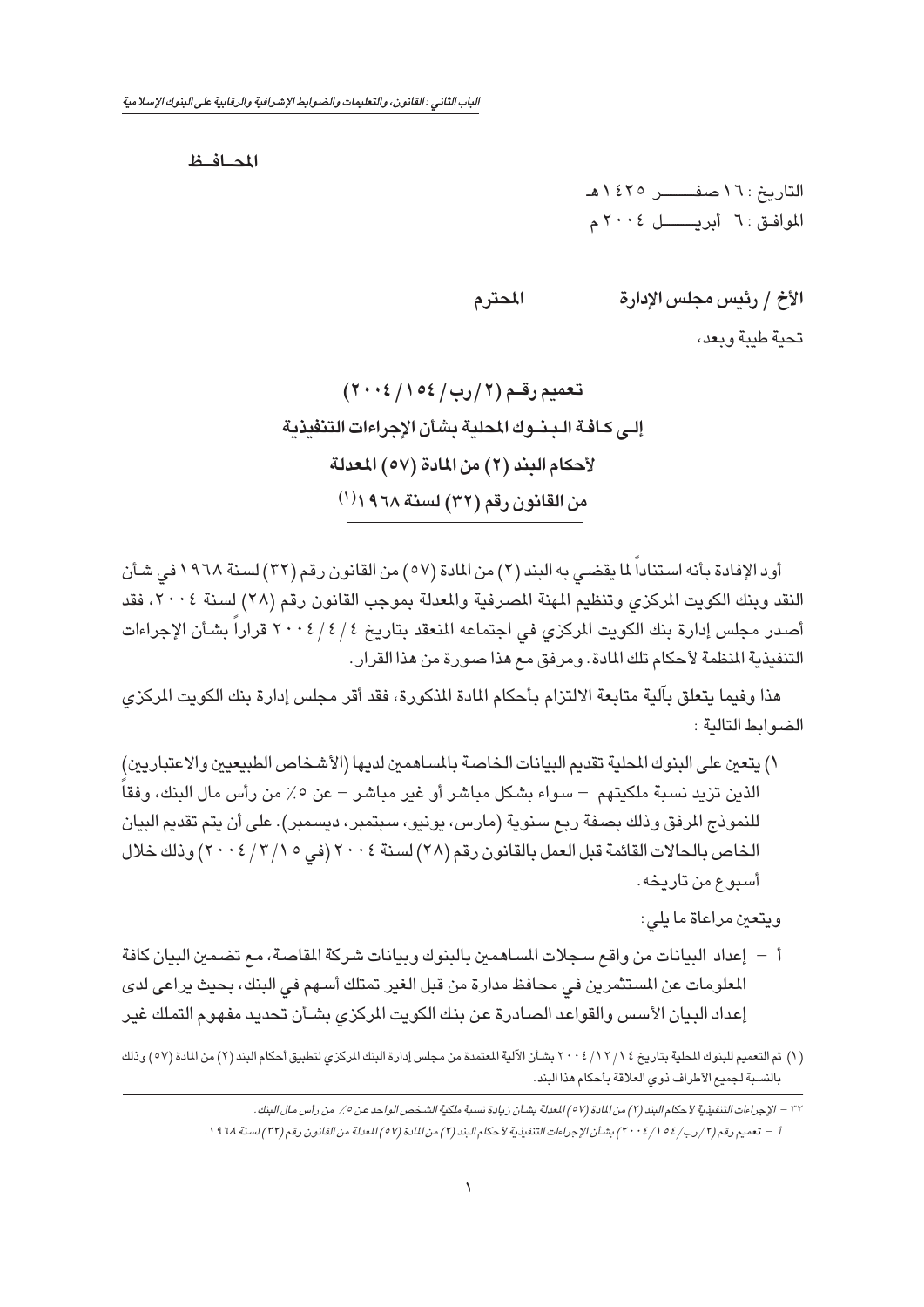**المحـافـظ**

التاريخ : ١٦ صفـــــــر ١٤٢٥هـ
الموافـق : ٦ أبريـــــــل ٢٠٠٤م

**الأخ / رئيس مجلس الإدارة المحترم**

تحية طيبة وبعد،

## تعميم رقـم (٢/رب/١٥٤/٢٠٠٤)
## إلـى كـافـة الـبـنـوك المحلية بشأن الإجراءات التنفيذية
## لأحكام البند (٢) من المادة (٥٧) المعدلة
## من القانون رقم (٣٢) لسنة ١٩٦٨[١]

أود الإفادة بأنه استناداً لما يقضي به البند (٢) من المادة (٥٧) من القانون رقم (٣٢) لسنة ١٩٦٨ في شأن النقد وبنك الكويت المركزي وتنظيم المهنة المصرفية والمعدلة بموجب القانون رقم (٢٨) لسنة ٢٠٠٤، فقد أصدر مجلس إدارة بنك الكويت المركزي في اجتماعه المنعقد بتاريخ ٢٠٠٤/٤/٤ قراراً بشأن الإجراءات التنفيذية المنظمة لأحكام تلك المادة. ومرفق مع هذا صورة من هذا القرار.

هذا وفيما يتعلق بآلية متابعة الالتزام بأحكام المادة المذكورة، فقد أقر مجلس إدارة بنك الكويت المركزي الضوابط التالية :

١) يتعين على البنوك المحلية تقديم البيانات الخاصة بالمساهمين لديها (الأشخاص الطبيعيين والاعتباريين) الذين تزيد نسبة ملكيتهم – سواء بشكل مباشر أو غير مباشر – عن ٥٪ من رأس مال البنك، وفقاً للنموذج المرفق وذلك بصفة ربع سنوية (مارس، يونيو، سبتمبر، ديسمبر). على أن يتم تقديم البيان الخاص بالحالات القائمة قبل العمل بالقانون رقم (٢٨) لسنة ٢٠٠٤ (في ٢٠٠٤/٣/١٥) وذلك خلال أسبوع من تاريخه.

ويتعين مراعاة ما يلي:

أ – إعداد البيانات من واقع سجلات المساهمين بالبنوك وبيانات شركة المقاصة، مع تضمين البيان كافة المعلومات عن المستثمرين في محافظ مدارة من قبل الغير تمتلك أسهم في البنك، بحيث يراعى لدى إعداد البيان الأسس والقواعد الصادرة عن بنك الكويت المركزي بشأن تحديد مفهوم التملك غير

(١) تم التعميم للبنوك المحلية بتاريخ ٢٠٠٤/١٢/١٤ بشأن الآلية المعتمدة من مجلس إدارة البنك المركزي لتطبيق أحكام البند (٢) من المادة (٥٧) وذلك بالنسبة لجميع الأطراف ذوي العلاقة بأحكام هذا البند.

*٣٢ – الإجراءات التنفيذية لأحكام البند (٢) من المادة (٥٧) المعدلة بشأن زيادة نسبة ملكية الشخص الواحد عن ٥٪ من رأس مال البنك.*

*أ – تعميم رقم (٢/رب/١٥٤/٢٠٠٤) بشأن الإجراءات التنفيذية لأحكام البند (٢) من المادة (٥٧) المعدلة من القانون رقم (٣٢) لسنة ١٩٦٨.*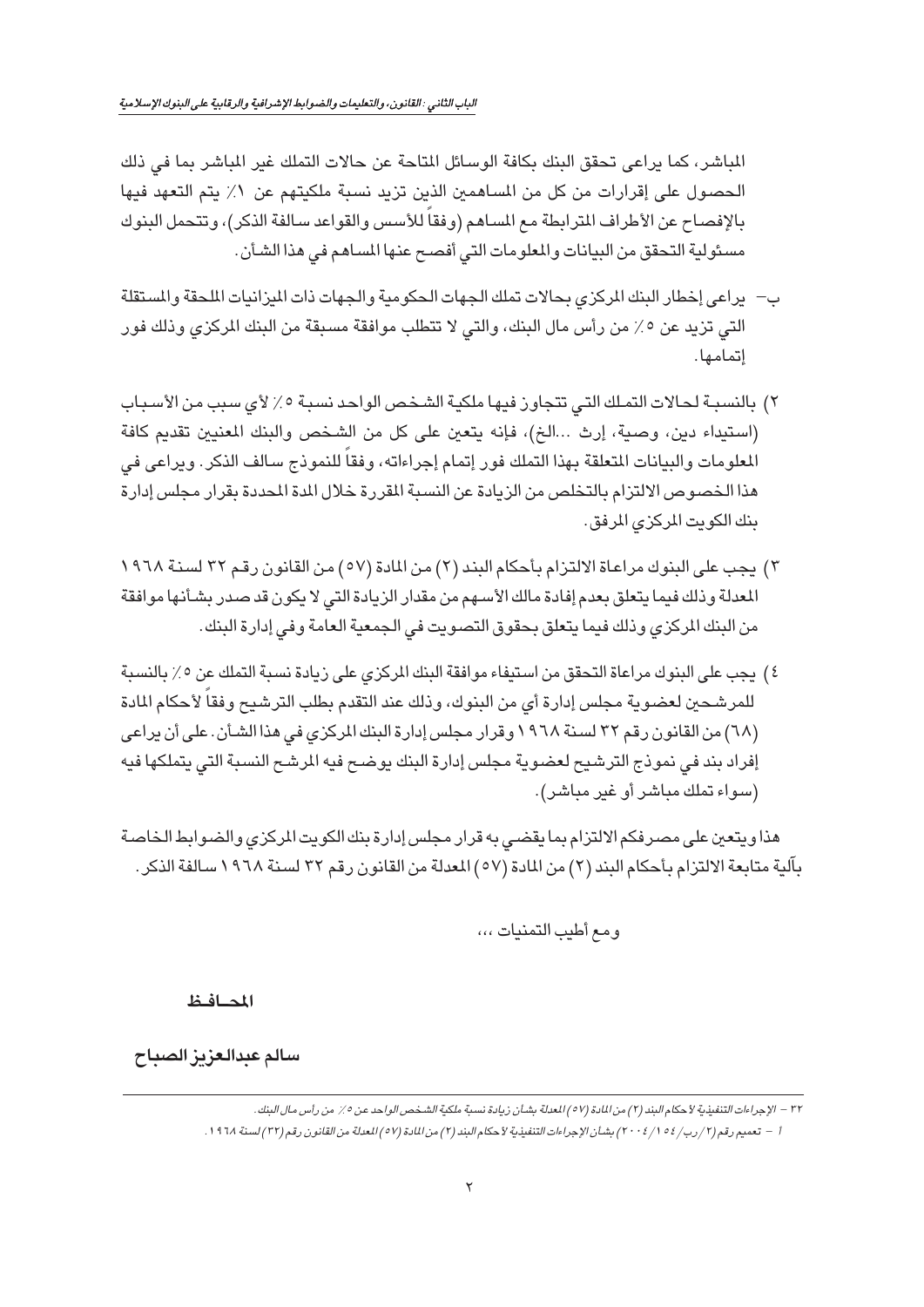المباشر، كما يراعى تحقق البنك بكافة الوسائل المتاحة عن حالات التملك غير المباشر بما في ذلك الحصول على إقرارات من كل من المساهمين الذين تزيد نسبة ملكيتهم عن ١٪ يتم التعهد فيها بالإفصاح عن الأطراف المترابطة مع المساهم (وفقاً للأسس والقواعد سالفة الذكر)، وتتحمل البنوك مسئولية التحقق من البيانات والمعلومات التي أفصح عنها المساهم في هذا الشأن.

ب- يراعى إخطار البنك المركزي بحالات تملك الجهات الحكومية والجهات ذات الميزانيات الملحقة والمستقلة التي تزيد عن ٥٪ من رأس مال البنك، والتي لا تتطلب موافقة مسبقة من البنك المركزي وذلك فور إتمامها.

٢) بالنسبة لحالات التملك التي تتجاوز فيها ملكية الشخص الواحد نسبة ٥٪ لأي سبب من الأسباب (استيفاء دين، وصية، إرث ...الخ)، فإنه يتعين على كل من الشخص والبنك المعنيين تقديم كافة المعلومات والبيانات المتعلقة بهذا التملك فور إتمام إجراءاته، وفقاً للنموذج سالف الذكر. ويراعى في هذا الخصوص الالتزام بالتخلص من الزيادة عن النسبة المقررة خلال المدة المحددة بقرار مجلس إدارة بنك الكويت المركزي المرفق.

٣) يجب على البنوك مراعاة الالتزام بأحكام البند (٢) من المادة (٥٧) من القانون رقم ٣٢ لسنة ١٩٦٨ المعدلة وذلك فيما يتعلق بعدم إفادة مالك الأسهم من مقدار الزيادة التي لا يكون قد صدر بشأنها موافقة من البنك المركزي وذلك فيما يتعلق بحقوق التصويت في الجمعية العامة وفي إدارة البنك.

٤) يجب على البنوك مراعاة التحقق من استيفاء موافقة البنك المركزي على زيادة نسبة التملك عن ٥٪ بالنسبة للمرشحين لعضوية مجلس إدارة أي من البنوك، وذلك عند التقدم بطلب الترشيح وفقاً لأحكام المادة (٦٨) من القانون رقم ٣٢ لسنة ١٩٦٨ وقرار مجلس إدارة البنك المركزي في هذا الشأن. على أن يراعى إفراد بند في نموذج الترشيح لعضوية مجلس إدارة البنك يوضح فيه المرشح النسبة التي يتملكها فيه (سواء تملك مباشر أو غير مباشر).

هذا ويتعين على مصرفكم الالتزام بما يقضي به قرار مجلس إدارة بنك الكويت المركزي والضوابط الخاصة بآلية متابعة الالتزام بأحكام البند (٢) من المادة (٥٧) المعدلة من القانون رقم ٣٢ لسنة ١٩٦٨ سالفة الذكر.

ومع أطيب التمنيات ،،،

**المحافظ**

**سالم عبدالعزيز الصباح**

---

٣٢ – الإجراءات التنفيذية لأحكام البند (٢) من المادة (٥٧) المعدلة بشأن زيادة نسبة ملكية الشخص الواحد عن ٥٪ من رأس مال البنك.

أ – تعميم رقم (٢/رب/١٥٤/٢٠٠٤) بشأن الإجراءات التنفيذية لأحكام البند (٢) من المادة (٥٧) المعدلة من القانون رقم (٣٢) لسنة ١٩٦٨.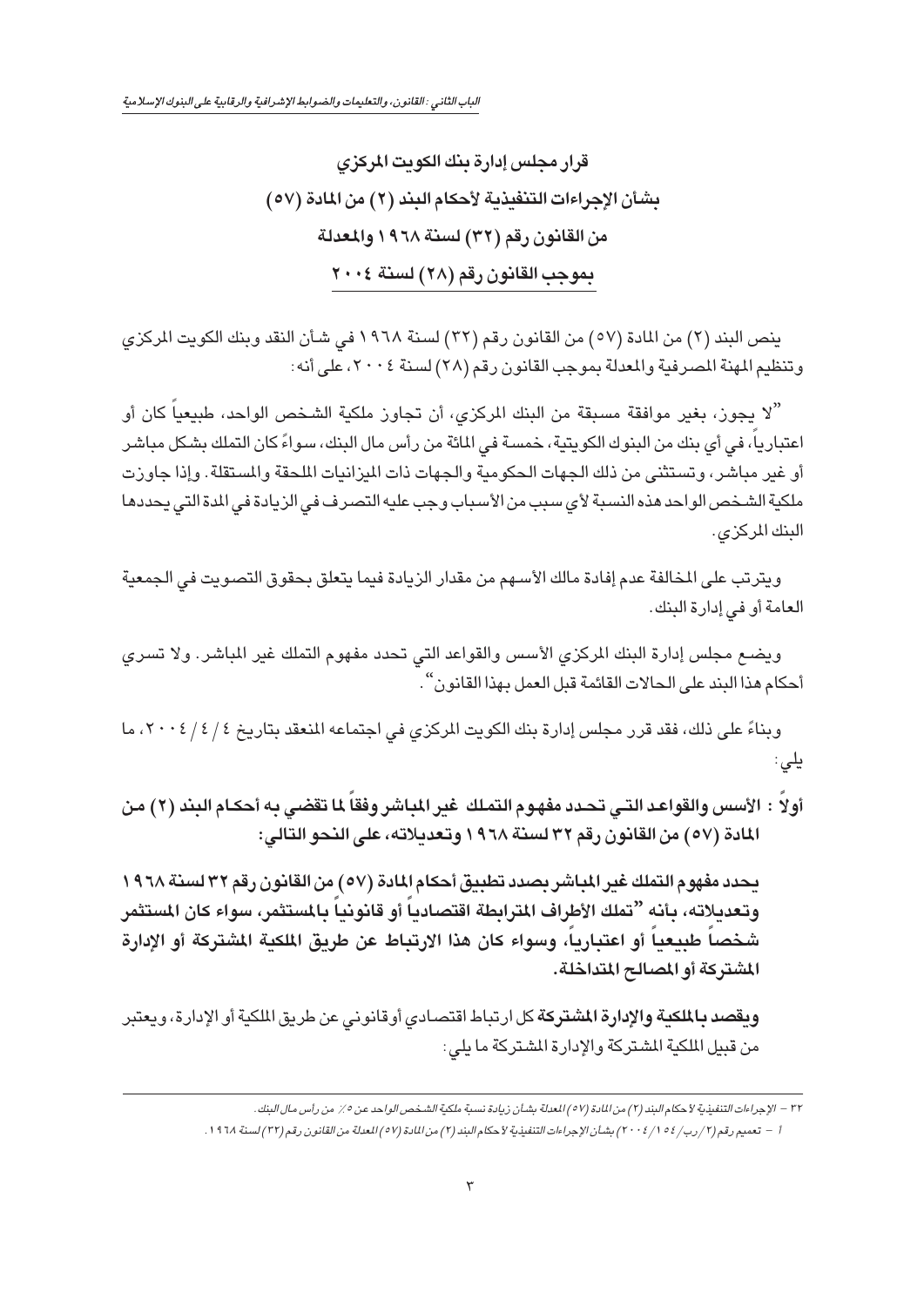## قرار مجلس إدارة بنك الكويت المركزي
## بشأن الإجراءات التنفيذية لأحكام البند (٢) من المادة (٥٧)
## من القانون رقم (٣٢) لسنة ١٩٦٨ والمعدلة
## بموجب القانون رقم (٢٨) لسنة ٢٠٠٤

ينص البند (٢) من المادة (٥٧) من القانون رقم (٣٢) لسنة ١٩٦٨ في شأن النقد وبنك الكويت المركزي وتنظيم المهنة المصرفية والمعدلة بموجب القانون رقم (٢٨) لسنة ٢٠٠٤، على أنه:

"لا يجوز، بغير موافقة مسبقة من البنك المركزي، أن تجاوز ملكية الشخص الواحد، طبيعياً كان أو اعتبارياً، في أي بنك من البنوك الكويتية، خمسة في المائة من رأس مال البنك، سواءً كان التملك بشكل مباشر أو غير مباشر، وتستثنى من ذلك الجهات الحكومية والجهات ذات الميزانيات الملحقة والمستقلة. وإذا جاوزت ملكية الشخص الواحد هذه النسبة لأي سبب من الأسباب وجب عليه التصرف في الزيادة في المدة التي يحددها البنك المركزي.

ويترتب على المخالفة عدم إفادة مالك الأسهم من مقدار الزيادة فيما يتعلق بحقوق التصويت في الجمعية العامة أو في إدارة البنك.

ويضع مجلس إدارة البنك المركزي الأسس والقواعد التي تحدد مفهوم التملك غير المباشر. ولا تسري أحكام هذا البند على الحالات القائمة قبل العمل بهذا القانون".

وبناءً على ذلك، فقد قرر مجلس إدارة بنك الكويت المركزي في اجتماعه المنعقد بتاريخ ٢٠٠٤/٤/٤، ما يلي:

**أولاً : الأسس والقواعد التي تحدد مفهوم التملك غير المباشر وفقاً لما تقضي به أحكام البند (٢) من المادة (٥٧) من القانون رقم ٣٢ لسنة ١٩٦٨ وتعديلاته، على النحو التالي:**

**يحدد مفهوم التملك غير المباشر بصدد تطبيق أحكام المادة (٥٧) من القانون رقم ٣٢ لسنة ١٩٦٨ وتعديلاته، بأنه "تملك الأطراف المترابطة اقتصادياً أو قانونياً بالمستثمر، سواء كان المستثمر شخصاً طبيعياً أو اعتبارياً، وسواء كان هذا الارتباط عن طريق الملكية المشتركة أو الإدارة المشتركة أو المصالح المتداخلة.**

**ويقصد بالملكية والإدارة المشتركة** كل ارتباط اقتصادي أوقانوني عن طريق الملكية أو الإدارة، ويعتبر من قبيل الملكية المشتركة والإدارة المشتركة ما يلي:

---

*٣٢ - الإجراءات التنفيذية لأحكام البند (٢) من المادة (٥٧) المعدلة بشأن زيادة نسبة ملكية الشخص الواحد عن ٥٪ من رأس مال البنك.*

*أ - تعميم رقم (٢/رب/١٥٤/٢٠٠٤) بشأن الإجراءات التنفيذية لأحكام البند (٢) من المادة (٥٧) المعدلة من القانون رقم (٣٢) لسنة ١٩٦٨.*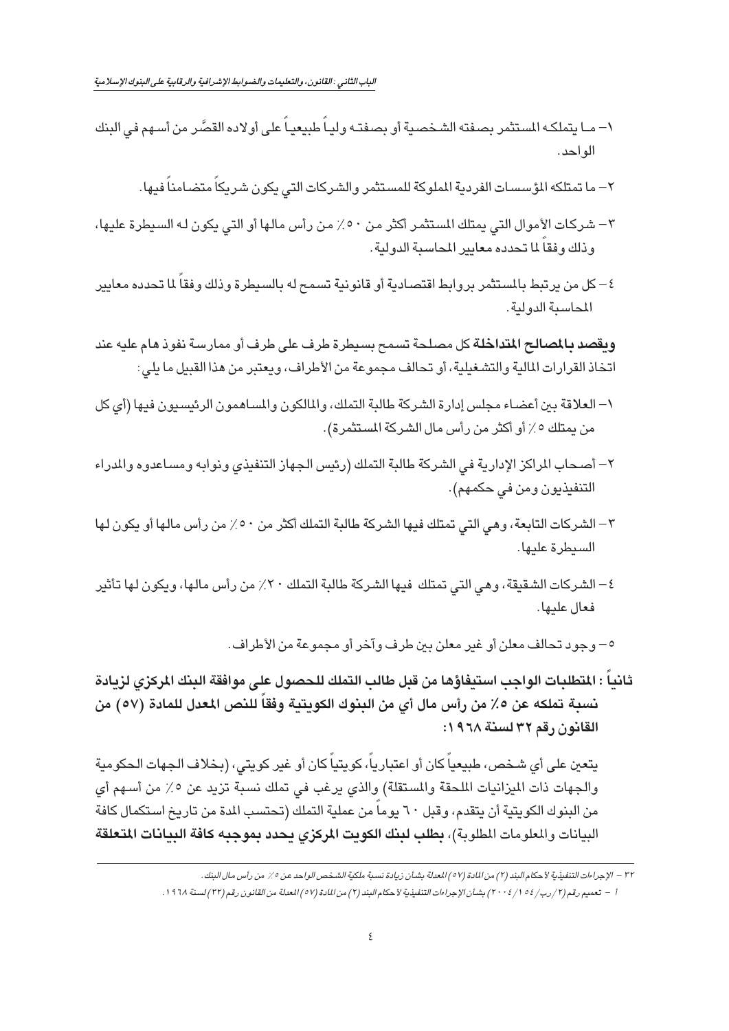١- ما يتملكه المستثمر بصفته الشخصية أو بصفته ولياً طبيعياً على أولاده القصَّر من أسهم في البنك الواحد.

٢- ما تمتلكه المؤسسات الفردية المملوكة للمستثمر والشركات التي يكون شريكاً متضامناً فيها.

٣- شركات الأموال التي يمتلك المستثمر أكثر من ٥٠٪ من رأس مالها أو التي يكون له السيطرة عليها، وذلك وفقاً لما تحدده معايير المحاسبة الدولية.

٤- كل من يرتبط بالمستثمر بروابط اقتصادية أو قانونية تسمح له بالسيطرة وذلك وفقاً لما تحدده معايير المحاسبة الدولية.

**ويقصد بالمصالح المتداخلة** كل مصلحة تسمح بسيطرة طرف على طرف أو ممارسة نفوذ هام عليه عند اتخاذ القرارات المالية والتشغيلية، أو تحالف مجموعة من الأطراف، ويعتبر من هذا القبيل ما يلي:

١- العلاقة بين أعضاء مجلس إدارة الشركة طالبة التملك، والمالكون والمساهمون الرئيسيون فيها (أي كل من يمتلك ٥٪ أو أكثر من رأس مال الشركة المستثمرة).

٢- أصحاب المراكز الإدارية في الشركة طالبة التملك (رئيس الجهاز التنفيذي ونوابه ومساعدوه والمدراء التنفيذيون ومن في حكمهم).

٣- الشركات التابعة، وهي التي تمتلك فيها الشركة طالبة التملك أكثر من ٥٠٪ من رأس مالها أو يكون لها السيطرة عليها.

٤- الشركات الشقيقة، وهي التي تمتلك فيها الشركة طالبة التملك ٢٠٪ من رأس مالها، ويكون لها تأثير فعال عليها.

٥- وجود تحالف معلن أو غير معلن بين طرف وآخر أو مجموعة من الأطراف.

## ثانياً : المتطلبات الواجب استيفاؤها من قبل طالب التملك للحصول على موافقة البنك المركزي لزيادة نسبة تملكه عن ٥٪ من رأس مال أي من البنوك الكويتية وفقاً للنص المعدل للمادة (٥٧) من القانون رقم ٣٢ لسنة ١٩٦٨:

يتعين على أي شخص، طبيعياً كان أو اعتبارياً، كويتياً كان أو غير كويتي، (بخلاف الجهات الحكومية والجهات ذات الميزانيات الملحقة والمستقلة) والذي يرغب في تملك نسبة تزيد عن ٥٪ من أسهم أي من البنوك الكويتية أن يتقدم، وقبل ٦٠ يوماً من عملية التملك (تحتسب المدة من تاريخ استكمال كافة البيانات والمعلومات المطلوبة)، **بطلب لبنك الكويت المركزي يحدد بموجبه كافة البيانات المتعلقة**

---

٣٢ - *الإجراءات التنفيذية لأحكام البند (٢) من المادة (٥٧) المعدلة بشأن زيادة نسبة ملكية الشخص الواحد عن ٥٪ من رأس مال البنك.*

أ - *تعميم رقم (٢/رب/١٥٤/٢٠٠٤) بشأن الإجراءات التنفيذية لأحكام البند (٢) من المادة (٥٧) المعدلة من القانون رقم (٣٢) لسنة ١٩٦٨.*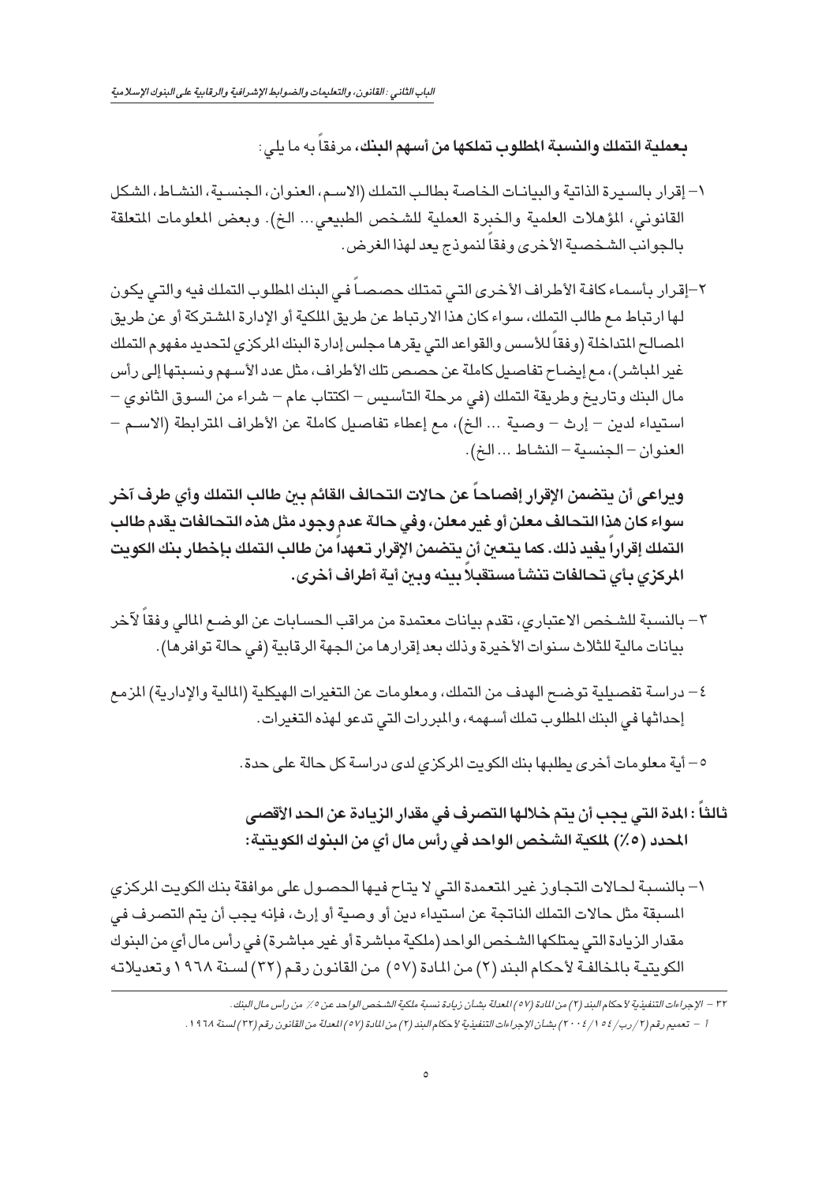**بعملية التملك والنسبة المطلوب تملكها من أسهم البنك**، مرفقاً به ما يلي:

١- إقرار بالسيرة الذاتية والبيانات الخاصة بطالب التملك (الاسم، العنوان، الجنسية، النشاط، الشكل القانوني، المؤهلات العلمية والخبرة العملية للشخص الطبيعي... الخ). وبعض المعلومات المتعلقة بالجوانب الشخصية الأخرى وفقاً لنموذج يعد لهذا الغرض.

٢-إقرار بأسماء كافة الأطراف الأخرى التي تمتلك حصصاً في البنك المطلوب التملك فيه والتي يكون لها ارتباط مع طالب التملك، سواء كان هذا الارتباط عن طريق الملكية أو الإدارة المشتركة أو عن طريق المصالح المتداخلة (وفقاً للأسس والقواعد التي يقرها مجلس إدارة البنك المركزي لتحديد مفهوم التملك غير المباشر)، مع إيضاح تفاصيل كاملة عن حصص تلك الأطراف، مثل عدد الأسهم ونسبتها إلى رأس مال البنك وتاريخ وطريقة التملك (في مرحلة التأسيس – اكتتاب عام – شراء من السوق الثانوي – استيفاء لدين – إرث – وصية ... الخ)، مع إعطاء تفاصيل كاملة عن الأطراف المترابطة (الاسم – العنوان – الجنسية – النشاط ... الخ).

**ويراعى أن يتضمن الإقرار إفصاحاً عن حالات التحالف القائم بين طالب التملك وأي طرف آخر سواء كان هذا التحالف معلن أو غير معلن، وفي حالة عدم وجود مثل هذه التحالفات يقدم طالب التملك إقراراً يفيد ذلك. كما يتعين أن يتضمن الإقرار تعهداً من طالب التملك بإخطار بنك الكويت المركزي بأي تحالفات تنشأ مستقبلاً بينه وبين أية أطراف أخرى.**

٣- بالنسبة للشخص الاعتباري، تقدم بيانات معتمدة من مراقب الحسابات عن الوضع المالي وفقاً لآخر بيانات مالية للثلاث سنوات الأخيرة وذلك بعد إقرارها من الجهة الرقابية (في حالة توافرها).

٤- دراسة تفصيلية توضح الهدف من التملك، ومعلومات عن التغيرات الهيكلية (المالية والإدارية) المزمع إحداثها في البنك المطلوب تملك أسهمه، والمبررات التي تدعو لهذه التغيرات.

٥- أية معلومات أخرى يطلبها بنك الكويت المركزي لدى دراسة كل حالة على حدة.

## ثالثاً: المدة التي يجب أن يتم خلالها التصرف في مقدار الزيادة عن الحد الأقصى المحدد (٥٪) لملكية الشخص الواحد في رأس مال أي من البنوك الكويتية:

١- بالنسبة لحالات التجاوز غير المتعمدة التي لا يتاح فيها الحصول على موافقة بنك الكويت المركزي المسبقة مثل حالات التملك الناتجة عن استيفاء دين أو وصية أو إرث، فإنه يجب أن يتم التصرف في مقدار الزيادة التي يمتلكها الشخص الواحد (ملكية مباشرة أو غير مباشرة) في رأس مال أي من البنوك الكويتية بالمخالفة لأحكام البند (٢) من المادة (٥٧) من القانون رقم (٣٢) لسنة ١٩٦٨ وتعديلاته

---

*٣٢ – الإجراءات التنفيذية لأحكام البند (٢) من المادة (٥٧) المعدلة بشأن زيادة نسبة ملكية الشخص الواحد عن ٥٪ من رأس مال البنك.*

*أ – تعميم رقم (٢/رب/١٥٤/٢٠٠٤) بشأن الإجراءات التنفيذية لأحكام البند (٢) من المادة (٥٧) المعدلة من القانون رقم (٣٢) لسنة ١٩٦٨.*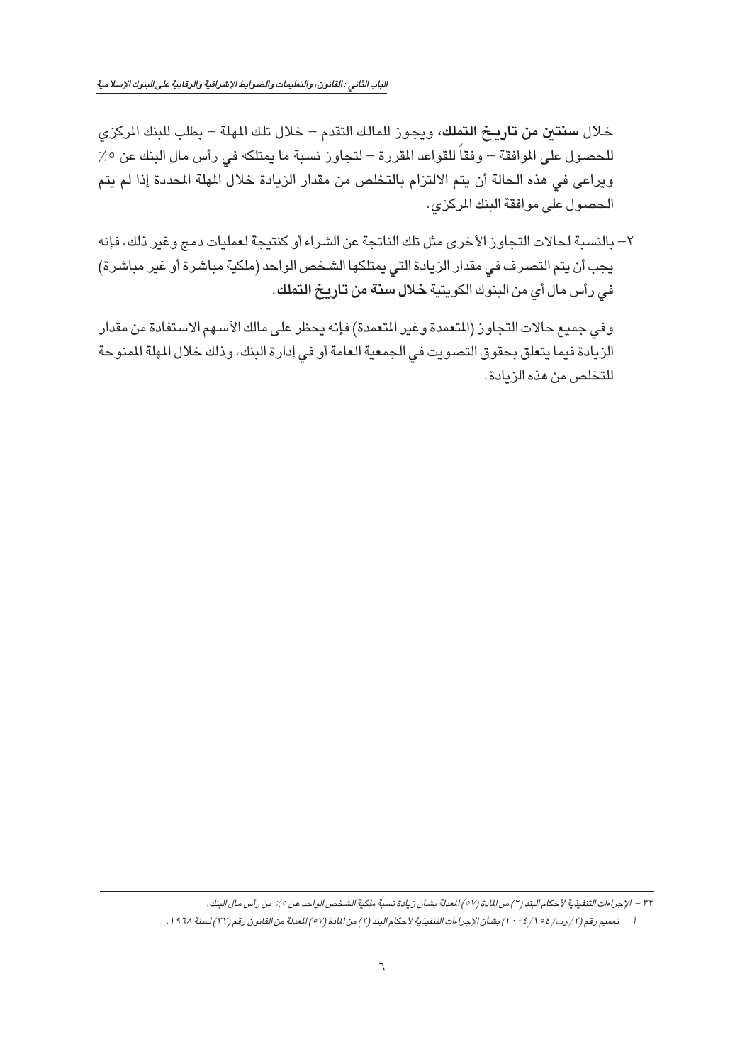خلال **سنتين من تاريخ التملك**، ويجوز للمالك التقدم – خلال تلك المهلة – بطلب للبنك المركزي للحصول على الموافقة – وفقاً للقواعد المقررة – لتجاوز نسبة ما يمتلكه في رأس مال البنك عن ٥٪ ويراعى في هذه الحالة أن يتم الالتزام بالتخلص من مقدار الزيادة خلال المهلة المحددة إذا لم يتم الحصول على موافقة البنك المركزي.

٢– بالنسبة لحالات التجاوز الأخرى مثل تلك الناتجة عن الشراء أو كنتيجة لعمليات دمج وغير ذلك، فإنه يجب أن يتم التصرف في مقدار الزيادة التي يمتلكها الشخص الواحد (ملكية مباشرة أو غير مباشرة) في رأس مال أي من البنوك الكويتية **خلال سنة من تاريخ التملك**.

وفي جميع حالات التجاوز (المتعمدة وغير المتعمدة) فإنه يحظر على مالك الأسهم الاستفادة من مقدار الزيادة فيما يتعلق بحقوق التصويت في الجمعية العامة أو في إدارة البنك، وذلك خلال المهلة الممنوحة للتخلص من هذه الزيادة.

---

*٣٢ – الإجراءات التنفيذية لأحكام البند (٢) من المادة (٥٧) المعدلة بشأن زيادة نسبة ملكية الشخص الواحد عن ٥٪ من رأس مال البنك.*

*أ – تعميم رقم (٢/رب/١٥٤/٢٠٠٤) بشأن الإجراءات التنفيذية لأحكام البند (٢) من المادة (٥٧) المعدلة من القانون رقم (٣٢) لسنة ١٩٦٨.*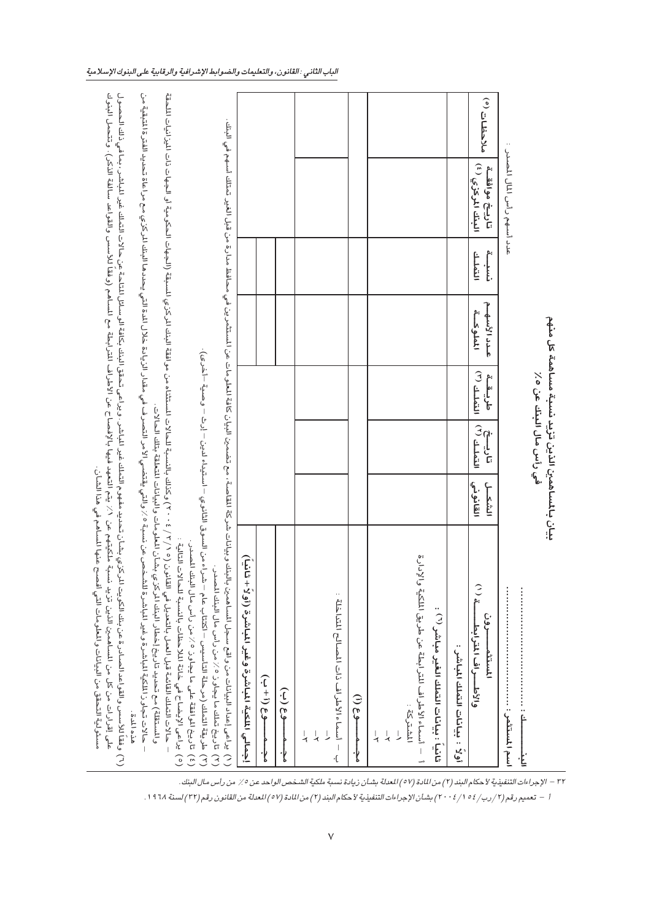٣٢ – الإجراءات التنفيذية لأحكام البند (٢) من المادة (٥٧) المعدلة بشأن زيادة نسبة ملكية الشخص الواحد عن ٥٪ من رأس مال البنك.

أ – تعميم رقم (٢/رب/١٥٤/٢٠٠٤) بشأن الإجراءات التنفيذية لأحكام البند (٢) من المادة (٥٧) المعدلة من القانون رقم (٣٢) لسنة ١٩٦٨.

## بيان بالمساهمين الذين تزيد نسبة مساهمة كل منهم في رأس مال البنك عن ٥٪

البنك : ...................

اسم المستثمر : ...................

عدد أسهم رأس المال المصدر :

| المستثمرون والأطراف المترابطة (١) | الشكل القانوني | تاريخ التملك (٢) | طريقة التملك (٣) | عدد الأسهم المملوكة | نسبة التملك | تاريخ موافقة البنك المركزي (٤) | ملاحظات (٥) |
|---|---|---|---|---|---|---|---|
| **أولاً : بيانات التملك المباشر :** | | | | | | | |
| **ثانياً : بيانات التملك الغير مباشر (٦) :** | | | | | | | |
| أ – أسماء الأطراف المترابطة عن طريق الملكية والإدارة المشتركة : | | | | | | | |
| -١ | | | | | | | |
| -٢ | | | | | | | |
| -٣ | | | | | | | |
| مجموع (أ) | | | | | | | |
| ب – أسماء الأطراف ذات المصالح المتداخلة : | | | | | | | |
| -١ | | | | | | | |
| -٢ | | | | | | | |
| -٣ | | | | | | | |
| مجموع (ب) | | | | | | | |
| مجموع (أ + ب) | | | | | | | |
| **إجمالي الملكية المباشرة وغير المباشرة (أولاً + ثانياً)** | | | | | | | |

(١) يراعى إعداد البيانات من واقع سجل المساهمين بالبنك وبيانات شركة المقاصة، مع تضمين البيان كافة المعلومات عن المستثمرين في محافظ مدارة من قبل الغير تمتلك أسهم في البنك.

(٢) تاريخ تملك ما يجاوز ٥٪ من رأس مال البنك المصدر.

(٣) طريقة التملك (مرحلة التأسيس – اكتتاب عام – شراء من السوق الثانوي – استيفاء الدين – إرث – وصية – أخرى).

(٤) تاريخ الموافقة على ما يجاوز ٥٪ من رأس مال البنك المصدر.

(٥) يراعى الإيضاح في خانة الملاحظات بالنسبة للحالات التالية :

– حالات التملك القائمة قبل العمل بالتعديل في القانون (١٥/٣/٢٠٠٤) وكذلك بالنسبة للحالات المستثناه من موافقة البنك المركزي المسبقة (الجهات الحكومية أو الجهات ذات الميزانيات الملحقة والمستقلة) مع تحديد تاريخ إخطار البنك المركزي بشأن المعلومات والبيانات المتعلقة بتلك الحالات.

– حالات تجاوز الملكية المباشرة وغير المباشرة للشخص عن نسبة ٥٪ والتي يقتضيها الأمر التصرف في مقدار الزيادة خلال المدة التي يحددها البنك المركزي مع مراعاة تحديد الفترة المتبقية من هذه المدة.

(٦) وفقاً للأسس والقواعد الصادرة عن بنك الكويت المركزي بشأن تحديد مفهوم التملك غير المباشر، ويراعى تحقق البنك بكافة الوسائل المتاحة عن حالات التملك غير المباشر، بما في ذلك الحصول على إقرارات من كل من المساهمين الذين تزيد نسبة ملكيتهم عن ١٪ يتم التعهد فيها بالإفصاح عن الأطراف المترابطة مع المساهم (وفقاً للأسس والقواعد سالفة الذكر)، وتتحمل البنوك مسؤولية التحقق من البيانات والمعلومات التي أفصح عنها المساهم في هذا الشأن.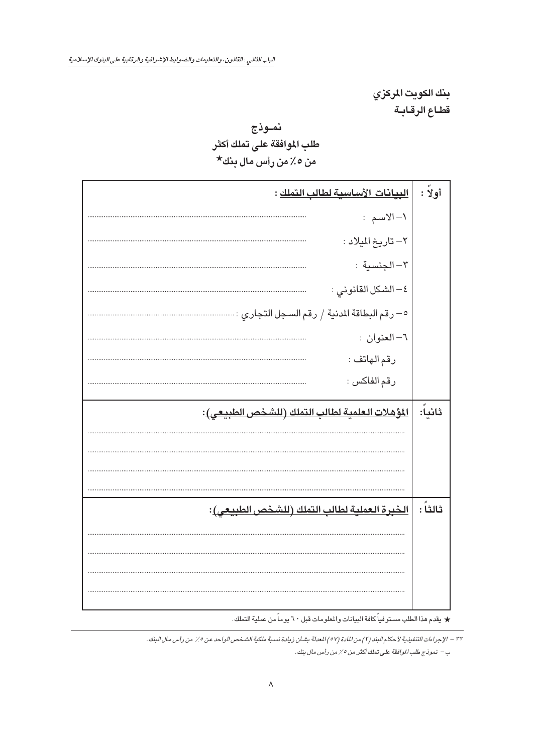**بنك الكويت المركزي**
**قطـاع الرقـابـة**

## نمـوذج
## طلب الموافقة على تملك أكثر
## من ٥٪ من رأس مال بنك★

| | |
|---|---|
| **أولاً :** | **البيانات الأساسية لطالب التملك :** |
| | ١- الاسم : ........................................ |
| | ٢- تاريخ الميلاد : ........................................ |
| | ٣- الجنسية : ........................................ |
| | ٤- الشكل القانوني : ........................................ |
| | ٥- رقم البطاقة المدنية / رقم السجل التجاري : ........................................ |
| | ٦- العنوان : ........................................ |
| | رقم الهاتف : ........................................ |
| | رقم الفاكس : ........................................ |
| **ثانياً:** | **المؤهلات العلمية لطالب التملك (للشخص الطبيعي):** |
| | ........................................ |
| | ........................................ |
| | ........................................ |
| | ........................................ |
| **ثالثاً :** | **الخبرة العملية لطالب التملك (للشخص الطبيعي):** |
| | ........................................ |
| | ........................................ |
| | ........................................ |
| | ........................................ |

★ يقدم هذا الطلب مستوفياً كافة البيانات والمعلومات قبل ٦٠ يوماً من عملية التملك.

*٣٢ - الإجراءات التنفيذية لأحكام البند (٢) من المادة (٥٧) المعدلة بشأن زيادة نسبة ملكية الشخص الواحد عن ٥٪ من رأس مال البنك.*

*ب - نموذج طلب الموافقة على تملك أكثر من ٥٪ من رأس مال بنك.*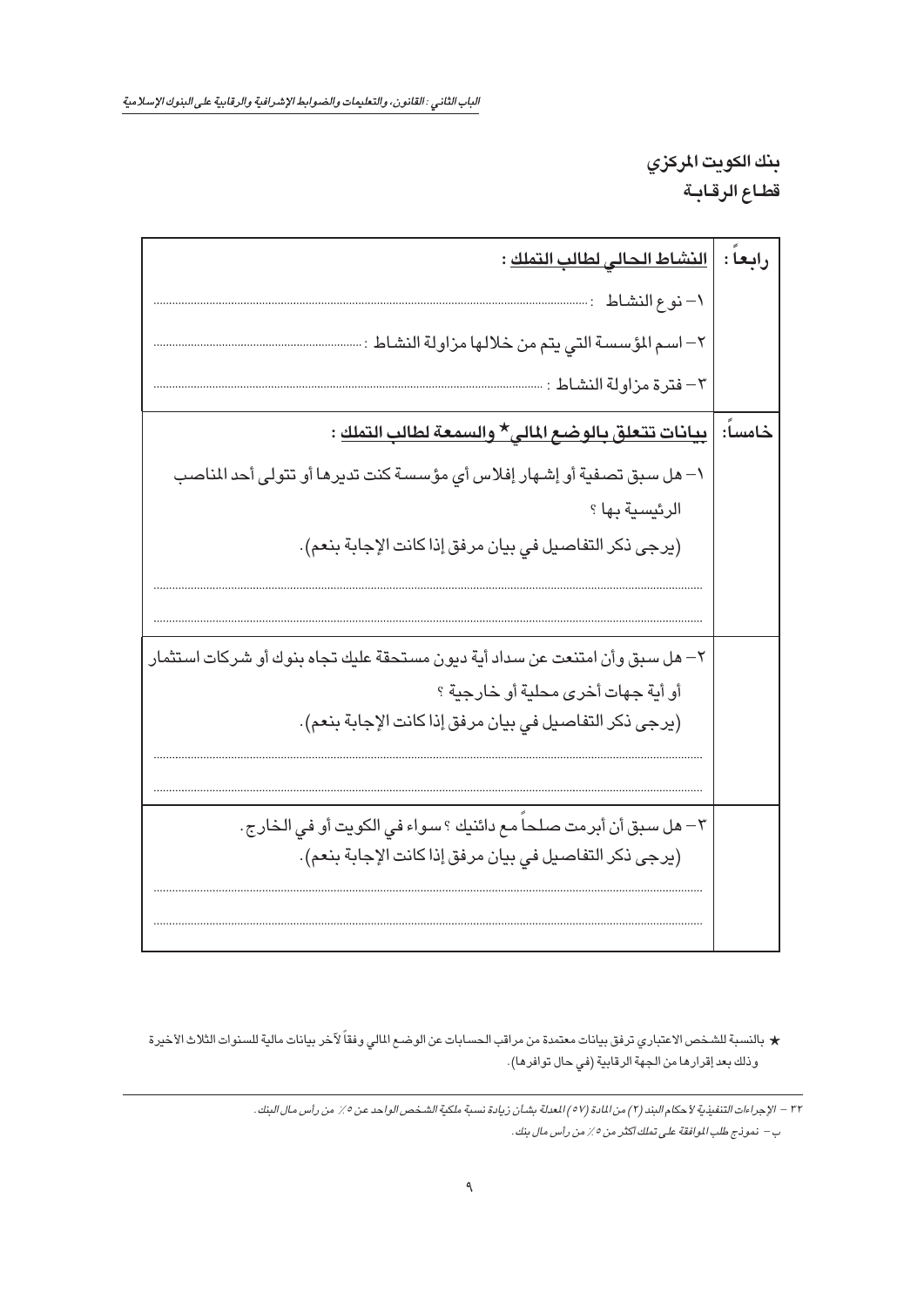**بنك الكويت المركزي**
**قطاع الرقابة**

| | |
|---|---|
| رابعاً : | **النشاط الحالي لطالب التملك :** |
| | ١– نوع النشاط : ........................................................................................................................ |
| | ٢– اسم المؤسسة التي يتم من خلالها مزاولة النشاط : ................................................................ |
| | ٣– فترة مزاولة النشاط : .............................................................................................................. |
| خامساً: | **بيانات تتعلق بالوضع المالي★ والسمعة لطالب التملك :** |
| | ١– هل سبق تصفية أو إشهار إفلاس أي مؤسسة كنت تديرها أو تتولى أحد المناصب الرئيسية بها ؟ (يرجى ذكر التفاصيل في بيان مرفق إذا كانت الإجابة بنعم). ........................................................................................................................ ........................................................................................................................ |
| | ٢– هل سبق وأن امتنعت عن سداد أية ديون مستحقة عليك تجاه بنوك أو شركات استثمار أو أية جهات أخرى محلية أو خارجية ؟ (يرجى ذكر التفاصيل في بيان مرفق إذا كانت الإجابة بنعم). ........................................................................................................................ ........................................................................................................................ |
| | ٣– هل سبق أن أبرمت صلحاً مع دائنيك ؟ سواء في الكويت أو في الخارج. (يرجى ذكر التفاصيل في بيان مرفق إذا كانت الإجابة بنعم). ........................................................................................................................ ........................................................................................................................ |

★ بالنسبة للشخص الاعتباري ترفق بيانات معتمدة من مراقب الحسابات عن الوضع المالي وفقاً لآخر بيانات مالية للسنوات الثلاث الأخيرة وذلك بعد إقرارها من الجهة الرقابية (في حال توافرها).

*٣٢ – الإجراءات التنفيذية لأحكام البند (٢) من المادة (٥٧) المعدلة بشأن زيادة نسبة ملكية الشخص الواحد عن ٥٪ من رأس مال البنك.*
*ب – نموذج طلب الموافقة على تملك أكثر من ٥٪ من رأس مال بنك.*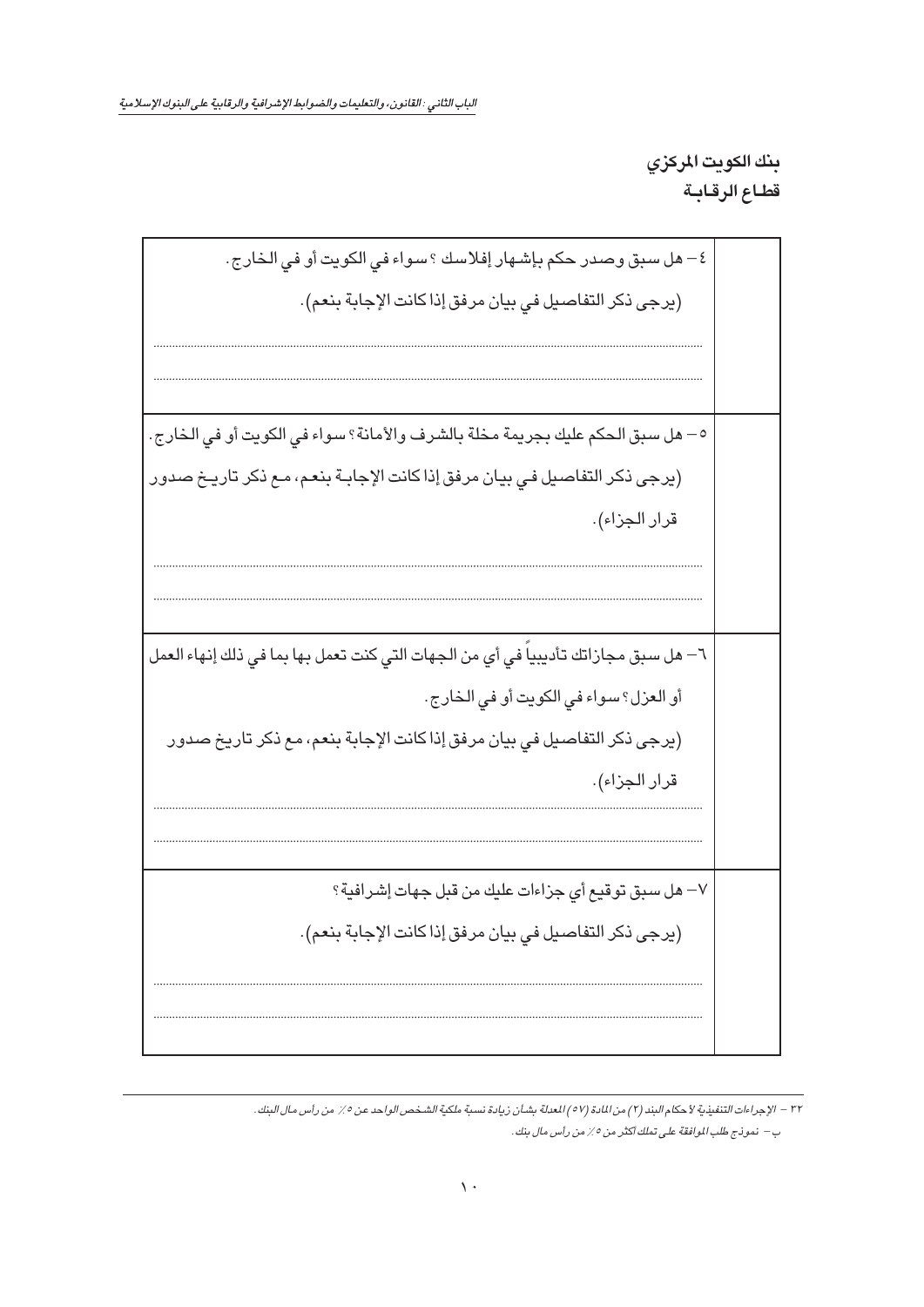**بنك الكويت المركزي**
**قطاع الرقابة**

| | |
|---|---|
| ٤– هل سبق وصدر حكم بإشهار إفلاسك ؟ سواء في الكويت أو في الخارج.<br>(يرجى ذكر التفاصيل في بيان مرفق إذا كانت الإجابة بنعم).<br>............................................................<br>............................................................ | |
| ٥– هل سبق الحكم عليك بجريمة مخلة بالشرف والأمانة؟ سواء في الكويت أو في الخارج.<br>(يرجى ذكر التفاصيل في بيان مرفق إذا كانت الإجابة بنعم، مع ذكر تاريخ صدور قرار الجزاء).<br>............................................................<br>............................................................ | |
| ٦– هل سبق مجازاتك تأديبياً في أي من الجهات التي كنت تعمل بها بما في ذلك إنهاء العمل أو العزل؟ سواء في الكويت أو في الخارج.<br>(يرجى ذكر التفاصيل في بيان مرفق إذا كانت الإجابة بنعم، مع ذكر تاريخ صدور قرار الجزاء).<br>............................................................<br>............................................................ | |
| ٧– هل سبق توقيع أي جزاءات عليك من قبل جهات إشرافية؟<br>(يرجى ذكر التفاصيل في بيان مرفق إذا كانت الإجابة بنعم).<br>............................................................<br>............................................................ | |

---

*٣٢ – الإجراءات التنفيذية لأحكام البند (٢) من المادة (٥٧) المعدلة بشأن زيادة نسبة ملكية الشخص الواحد عن ٥٪ من رأس مال البنك.*
*ب – نموذج طلب الموافقة على تملك أكثر من ٥٪ من رأس مال بنك.*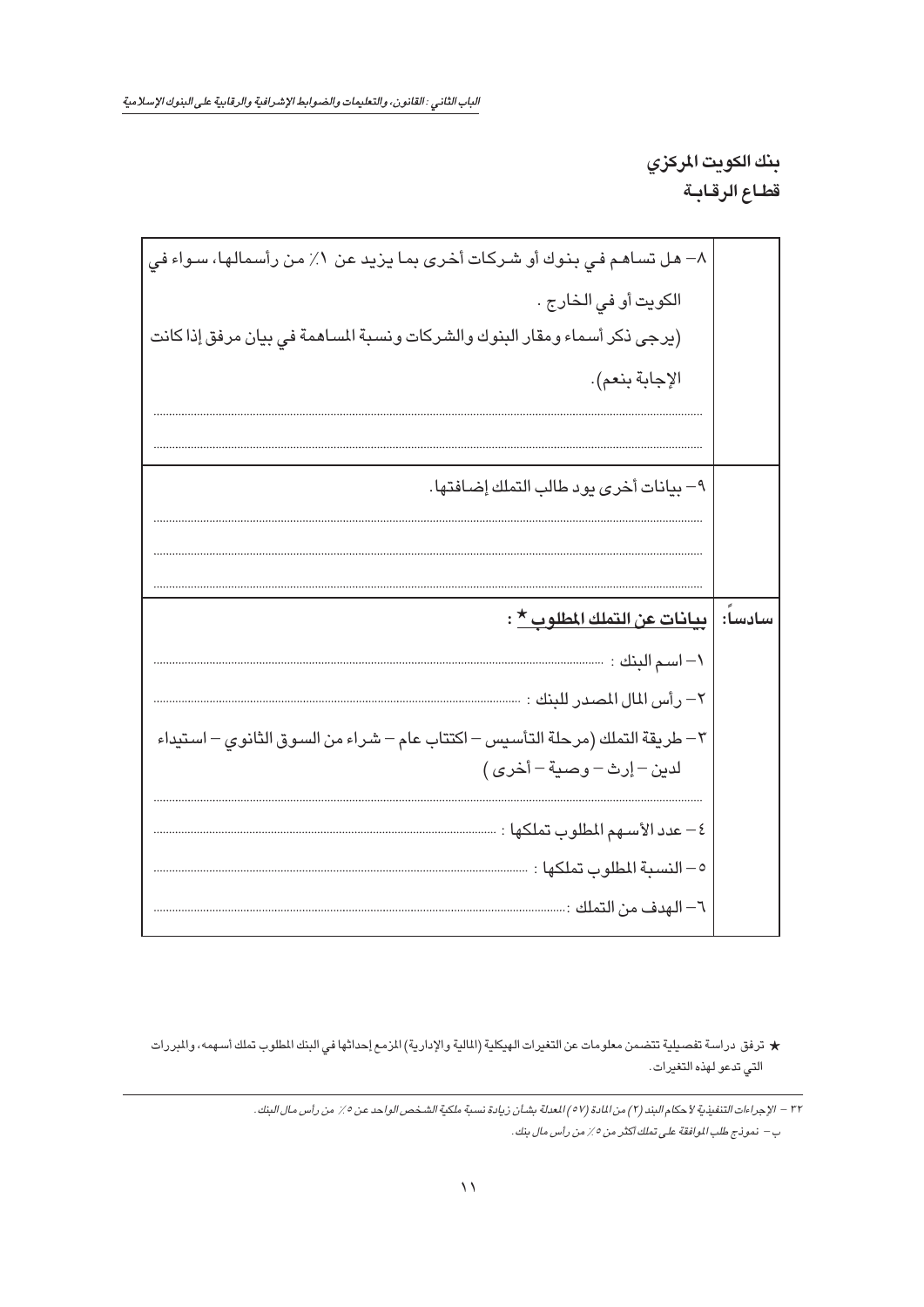**بنك الكويت المركزي**
**قطاع الرقابة**

| | |
|---|---|
| | ٨– هل تساهم في بنوك أو شركات أخرى بما يزيد عن ١٪ من رأسمالها، سواء في الكويت أو في الخارج .<br>(يرجى ذكر أسماء ومقار البنوك والشركات ونسبة المساهمة في بيان مرفق إذا كانت الإجابة بنعم).<br>.......................................................................................................<br>....................................................................................................... |
| | ٩– بيانات أخرى يود طالب التملك إضافتها.<br>.......................................................................................................<br>.......................................................................................................<br>....................................................................................................... |
| سادساً: | **<u>بيانات عن التملك المطلوب</u> ★ :**<br>١– اسم البنك : .......................................................................................<br>٢– رأس المال المصدر للبنك : .......................................................................<br>٣– طريقة التملك (مرحلة التأسيس – اكتتاب عام – شراء من السوق الثانوي – استيفاء لدين – إرث – وصية – أخرى )<br>.......................................................................................................<br>٤– عدد الأسهم المطلوب تملكها : ....................................................................<br>٥– النسبة المطلوب تملكها : ..........................................................................<br>٦– الهدف من التملك :..................................................................................... |

★ ترفق دراسة تفصيلية تتضمن معلومات عن التغيرات الهيكلية (المالية والإدارية) المزمع إحداثها في البنك المطلوب تملك أسهمه، والمبررات التي تدعو لهذه التغيرات.

*٣٢ – الإجراءات التنفيذية لأحكام البند (٢) من المادة (٥٧) المعدلة بشأن زيادة نسبة ملكية الشخص الواحد عن ٥٪ من رأس مال البنك.*

*ب – نموذج طلب الموافقة على تملك أكثر من ٥٪ من رأس مال بنك.*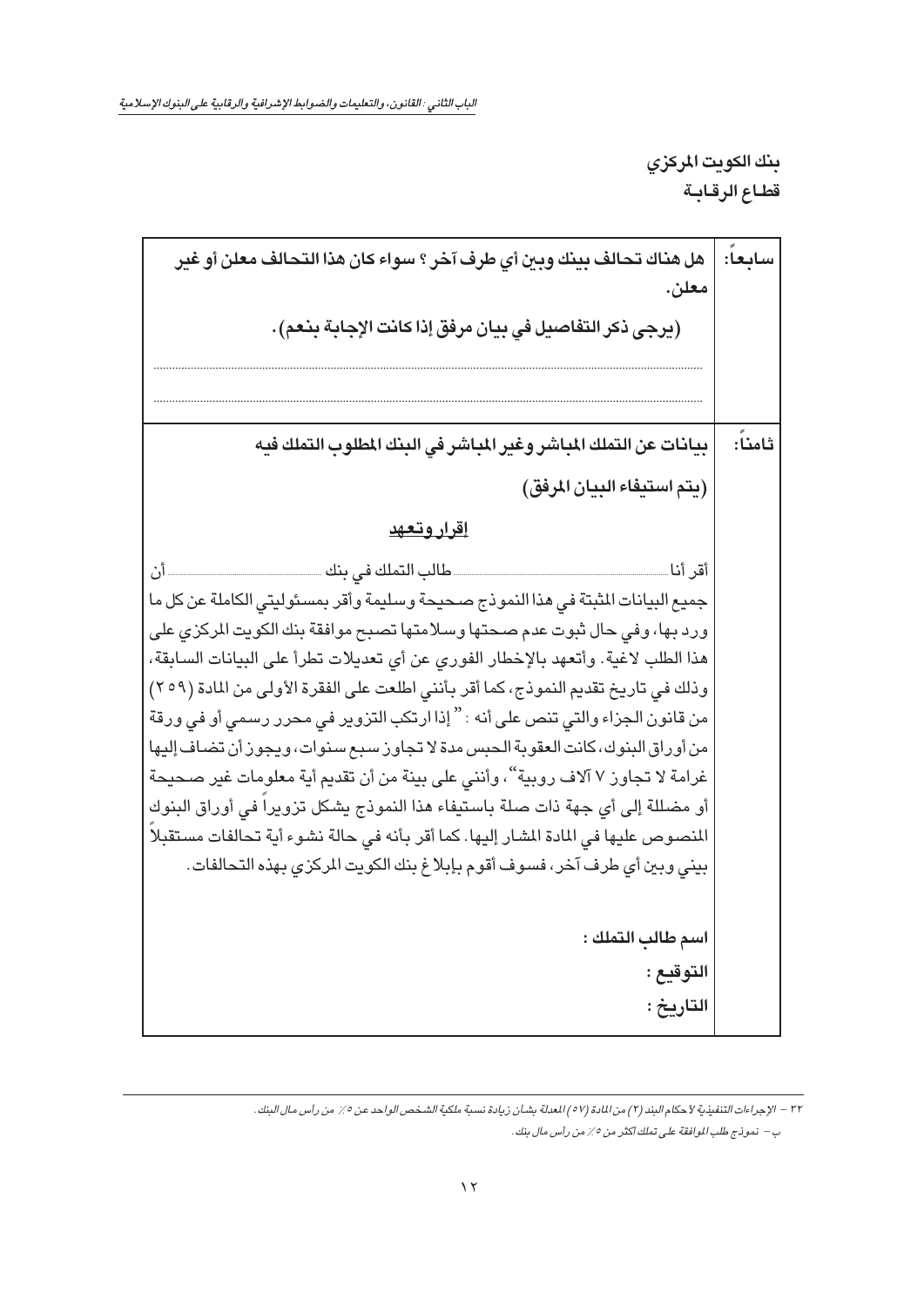بنك الكويت المركزي
قطاع الرقابة

| | |
|---|---|
| سابعاً: | **هل هناك تحالف بينك وبين أي طرف آخر ؟ سواء كان هذا التحالف معلن أو غير معلن.**<br>**(يرجى ذكر التفاصيل في بيان مرفق إذا كانت الإجابة بنعم).**<br>..........................................................................<br>.......................................................................... |
| ثامناً: | **بيانات عن التملك المباشر وغير المباشر في البنك المطلوب التملك فيه**<br>**(يتم استيفاء البيان المرفق)**<br>**<u>إقرار وتعهد</u>**<br>أقر أنا ............ طالب التملك في بنك ............ أن جميع البيانات المثبتة في هذا النموذج صحيحة وسليمة وأقر بمسئوليتي الكاملة عن كل ما ورد بها، وفي حال ثبوت عدم صحتها وسلامتها تصبح موافقة بنك الكويت المركزي على هذا الطلب لاغية. وأتعهد بالإخطار الفوري عن أي تعديلات تطرأ على البيانات السابقة، وذلك في تاريخ تقديم النموذج، كما أقر بأنني اطلعت على الفقرة الأولى من المادة (٢٥٩) من قانون الجزاء والتي تنص على أنه : " إذا ارتكب التزوير في محرر رسمي أو في ورقة من أوراق البنوك، كانت العقوبة الحبس مدة لا تجاوز سبع سنوات، ويجوز أن تضاف إليها غرامة لا تجاوز ٧ آلاف روبية"، وأنني على بينة من أن تقديم أية معلومات غير صحيحة أو مضللة إلى أي جهة ذات صلة باستيفاء هذا النموذج يشكل تزويراً في أوراق البنوك المنصوص عليها في المادة المشار إليها. كما أقر بأنه في حالة نشوء أية تحالفات مستقبلاً بيني وبين أي طرف آخر، فسوف أقوم بإبلاغ بنك الكويت المركزي بهذه التحالفات.<br><br>**اسم طالب التملك :**<br>**التوقيع :**<br>**التاريخ :** |

٣٢ – الإجراءات التنفيذية لأحكام البند (٢) من المادة (٥٧) المعدلة بشأن زيادة نسبة ملكية الشخص الواحد عن ٥٪ من رأس مال البنك.

ب – نموذج طلب الموافقة على تملك أكثر من ٥٪ من رأس مال بنك.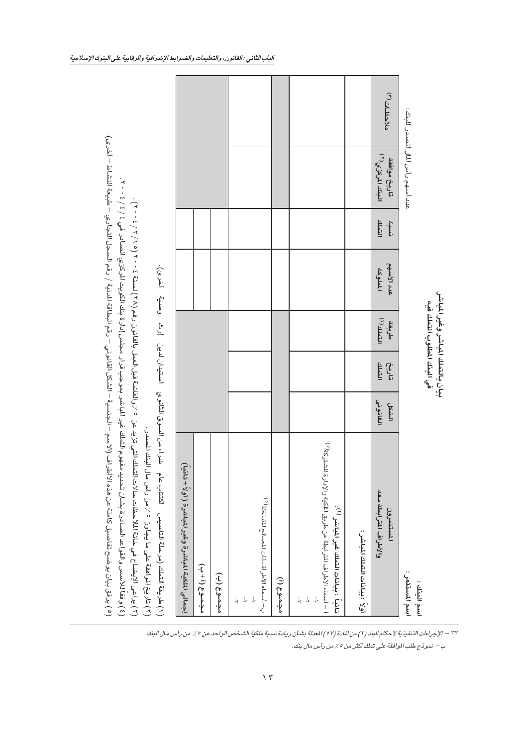**بيان بالتملك المباشر وغير المباشر في البنك المطلوب التملك فيه**

اسم البنك:

اسم المستثمر:

عدد أسهم رأس المال المصدر للبنك:

| المستثمرون والأطراف المترابطة معه | الشكل القانوني | تاريخ التملك | طريقة التملك (١) | عدد الأسهم المملوكة | نسبة التملك | تاريخ موافقة البنك المركزي (٢) | ملاحظات (٣) |
|---|---|---|---|---|---|---|---|
| أولاً: بيانات التملك المباشر: | | | | | | | |
| ثانياً: بيانات التملك غير المباشر (٤): | | | | | | | |
| أ - أسماء الأطراف المترابطة عن طريق الملكية والإدارة المشتركة (٥): ١- ٢- ٣- | | | | | | | |
| مجموع (أ) | | | | | | | |
| ب- أسماء الأطراف ذات المصالح المتداخلة (٥): ١- ٢- ٣- | | | | | | | |
| مجموع (ب) | | | | | | | |
| مجموع (أ+ب) | | | | | | | |
| إجمالي الملكية المباشرة وغير المباشرة (أولاً + ثانياً) | | | | | | | |

(١) طريقة التملك (مرحلة التأسيس – اكتتاب عام – شراء من السوق الثانوي – استيفاء لدين – إرث – وصية – أخرى).

(٢) تاريخ الموافقة على ما يجاوز ٥٪ من رأس مال البنك المصدر.

(٣) يراعى الإيضاح في خانة الملاحظات حالات التملك التي تزيد عن ٥٪ والقائمة قبل العمل بالقانون رقم (٢٨) لسنة ٢٠٠٤ (٢٠٠٤/٣/٥).

(٤) وفقاً للأسس والقواعد الصادرة بشأن تحديد مفهوم التملك غير المباشر بموجب قرار مجلس إدارة بنك الكويت المركزي الصادر في ٢٠٠٤/٤/٤.

(٥) يرفق بيان يوضح تفاصيل كاملة عن هذه الأطراف (الاسم – الجنسية – الشكل القانوني – رقم البطاقة المدنية / رقم السجل التجاري – طبيعة النشاط – أخرى).

٣٢ – الإجراءات التنفيذية لأحكام البند (٢) من المادة (٥٧) المعدلة بشأن زيادة نسبة ملكية الشخص الواحد عن ٥٪ من رأس مال البنك.

ب – نموذج طلب الموافقة على تملك أكثر من ٥٪ من رأس مال بنك.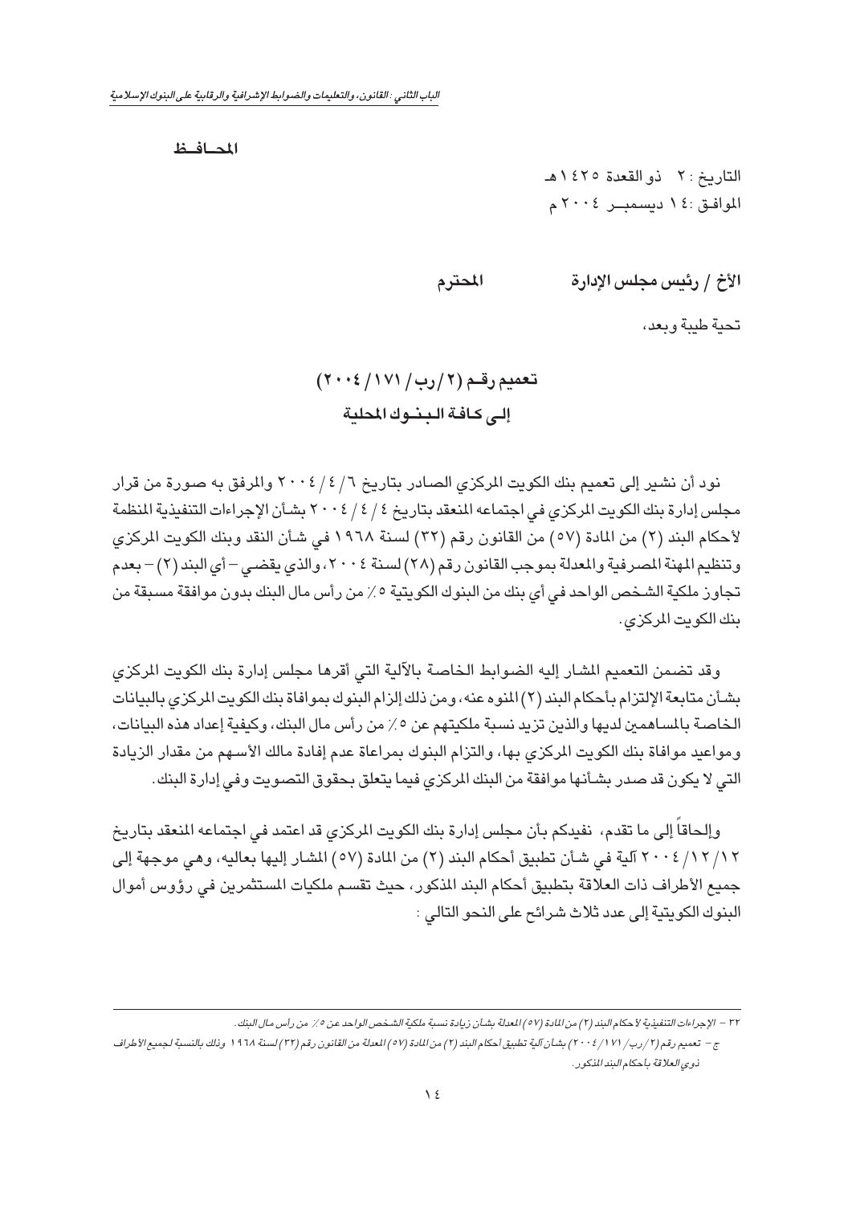**المحـافـظ**

التاريخ : ٢ ذو القعدة ١٤٢٥هـ
الموافـق :١٤ ديسمبــر ٢٠٠٤م

**الأخ / رئيس مجلس الإدارة المحترم**

تحية طيبة وبعد،

## تعميم رقـم (٢/رب/١٧١/٢٠٠٤)
## إلـى كـافـة الـبـنـوك المحلية

نود أن نشير إلى تعميم بنك الكويت المركزي الصادر بتاريخ ٦/٤/٢٠٠٤ والمرفق به صورة من قرار مجلس إدارة بنك الكويت المركزي في اجتماعه المنعقد بتاريخ ٤/٤/٢٠٠٤ بشأن الإجراءات التنفيذية المنظمة لأحكام البند (٢) من المادة (٥٧) من القانون رقم (٣٢) لسنة ١٩٦٨ في شأن النقد وبنك الكويت المركزي وتنظيم المهنة المصرفية والمعدلة بموجب القانون رقم (٢٨) لسنة ٢٠٠٤، والذي يقضي – أي البند (٢) – بعدم تجاوز ملكية الشخص الواحد في أي بنك من البنوك الكويتية ٥٪ من رأس مال البنك بدون موافقة مسبقة من بنك الكويت المركزي.

وقد تضمن التعميم المشار إليه الضوابط الخاصة بالآلية التي أقرها مجلس إدارة بنك الكويت المركزي بشأن متابعة الإلتزام بأحكام البند (٢) المنوه عنه، ومن ذلك إلزام البنوك بموافاة بنك الكويت المركزي بالبيانات الخاصة بالمساهمين لديها والذين تزيد نسبة ملكيتهم عن ٥٪ من رأس مال البنك، وكيفية إعداد هذه البيانات، ومواعيد موافاة بنك الكويت المركزي بها، والتزام البنوك بمراعاة عدم إفادة مالك الأسهم من مقدار الزيادة التي لا يكون قد صدر بشأنها موافقة من البنك المركزي فيما يتعلق بحقوق التصويت وفي إدارة البنك.

وإلحاقاً إلى ما تقدم، نفيدكم بأن مجلس إدارة بنك الكويت المركزي قد اعتمد في اجتماعه المنعقد بتاريخ ١٢/١٢/٢٠٠٤ آلية في شأن تطبيق أحكام البند (٢) من المادة (٥٧) المشار إليها بعاليه، وهي موجهة إلى جميع الأطراف ذات العلاقة بتطبيق أحكام البند المذكور، حيث تقسم ملكيات المستثمرين في رؤوس أموال البنوك الكويتية إلى عدد ثلاث شرائح على النحو التالي :

---

*٣٢ – الإجراءات التنفيذية لأحكام البند (٢) من المادة (٥٧) المعدلة بشأن زيادة نسبة ملكية الشخص الواحد عن ٥٪ من رأس مال البنك.*

*ج – تعميم رقم (٢/رب/١٧١/٢٠٠٤) بشأن آلية تطبيق أحكام البند (٢) من المادة (٥٧) المعدلة من القانون رقم (٣٢) لسنة ١٩٦٨ وذلك بالنسبة لجميع الأطراف ذوي العلاقة بأحكام البند المذكور.*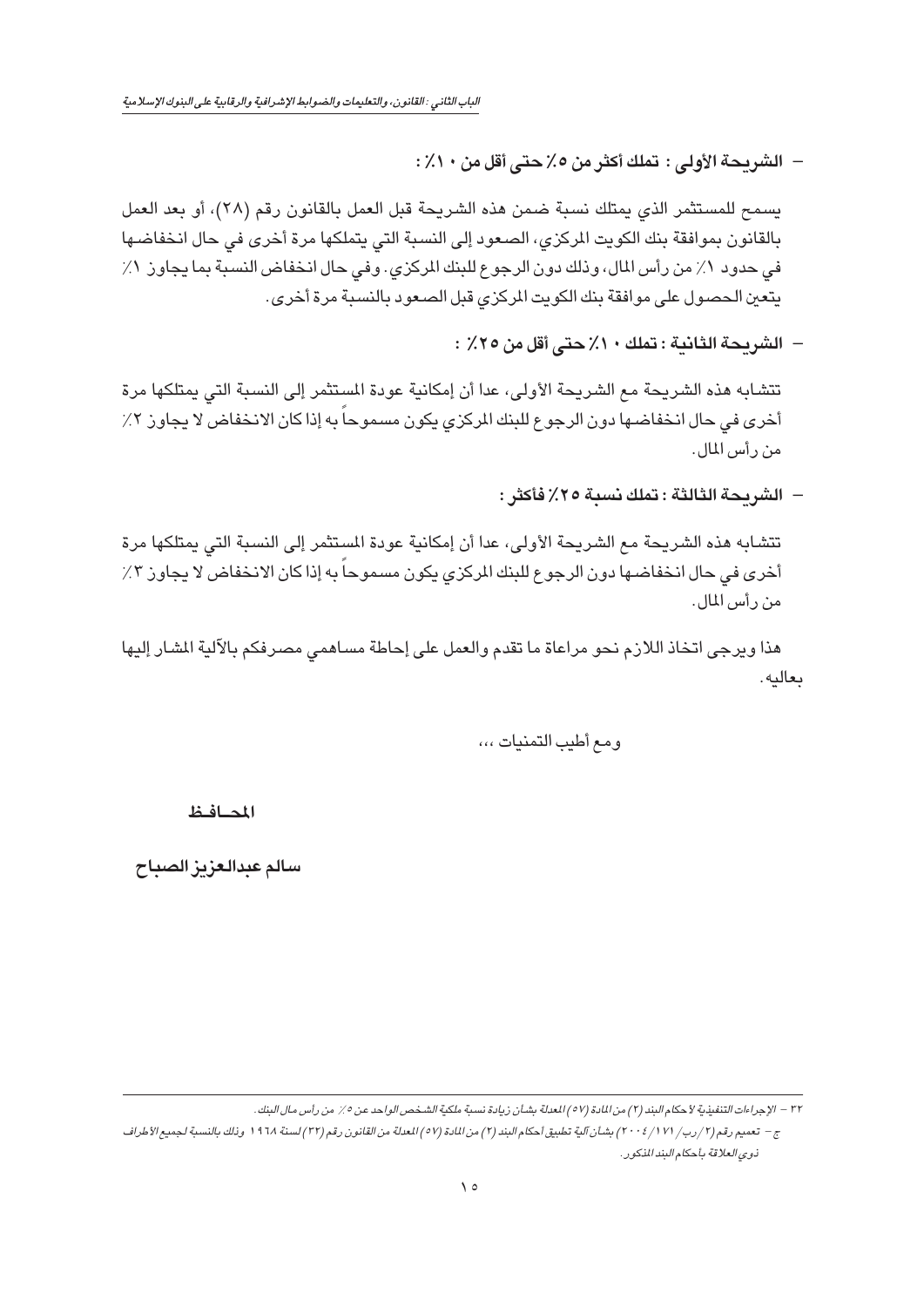- **الشريحة الأولى : تملك أكثر من ٥٪ حتى أقل من ١٠٪ :**

يسمح للمستثمر الذي يمتلك نسبة ضمن هذه الشريحة قبل العمل بالقانون رقم (٢٨)، أو بعد العمل بالقانون بموافقة بنك الكويت المركزي، الصعود إلى النسبة التي يتملكها مرة أخرى في حال انخفاضها في حدود ١٪ من رأس المال، وذلك دون الرجوع للبنك المركزي. وفي حال انخفاض النسبة بما يجاوز ١٪ يتعين الحصول على موافقة بنك الكويت المركزي قبل الصعود بالنسبة مرة أخرى.

- **الشريحة الثانية : تملك ١٠٪ حتى أقل من ٢٥٪ :**

تتشابه هذه الشريحة مع الشريحة الأولى، عدا أن إمكانية عودة المستثمر إلى النسبة التي يمتلكها مرة أخرى في حال انخفاضها دون الرجوع للبنك المركزي يكون مسموحاً به إذا كان الانخفاض لا يجاوز ٢٪ من رأس المال.

- **الشريحة الثالثة : تملك نسبة ٢٥٪ فأكثر :**

تتشابه هذه الشريحة مع الشريحة الأولى، عدا أن إمكانية عودة المستثمر إلى النسبة التي يمتلكها مرة أخرى في حال انخفاضها دون الرجوع للبنك المركزي يكون مسموحاً به إذا كان الانخفاض لا يجاوز ٣٪ من رأس المال.

هذا ويرجى اتخاذ اللازم نحو مراعاة ما تقدم والعمل على إحاطة مساهمي مصرفكم بالآلية المشار إليها بعاليه.

ومع أطيب التمنيات ،،،

**المحـافـظ**

**سالم عبدالعزيز الصباح**

---

*٣٢ – الإجراءات التنفيذية لأحكام البند (٢) من المادة (٥٧) المعدلة بشأن زيادة نسبة ملكية الشخص الواحد عن ٥٪ من رأس مال البنك.*

*ج – تعميم رقم (٢/رب/١٧١/٢٠٠٤) بشأن آلية تطبيق أحكام البند (٢) من المادة (٥٧) المعدلة من القانون رقم (٣٢) لسنة ١٩٦٨ وذلك بالنسبة لجميع الأطراف ذوي العلاقة بأحكام البند المذكور.*